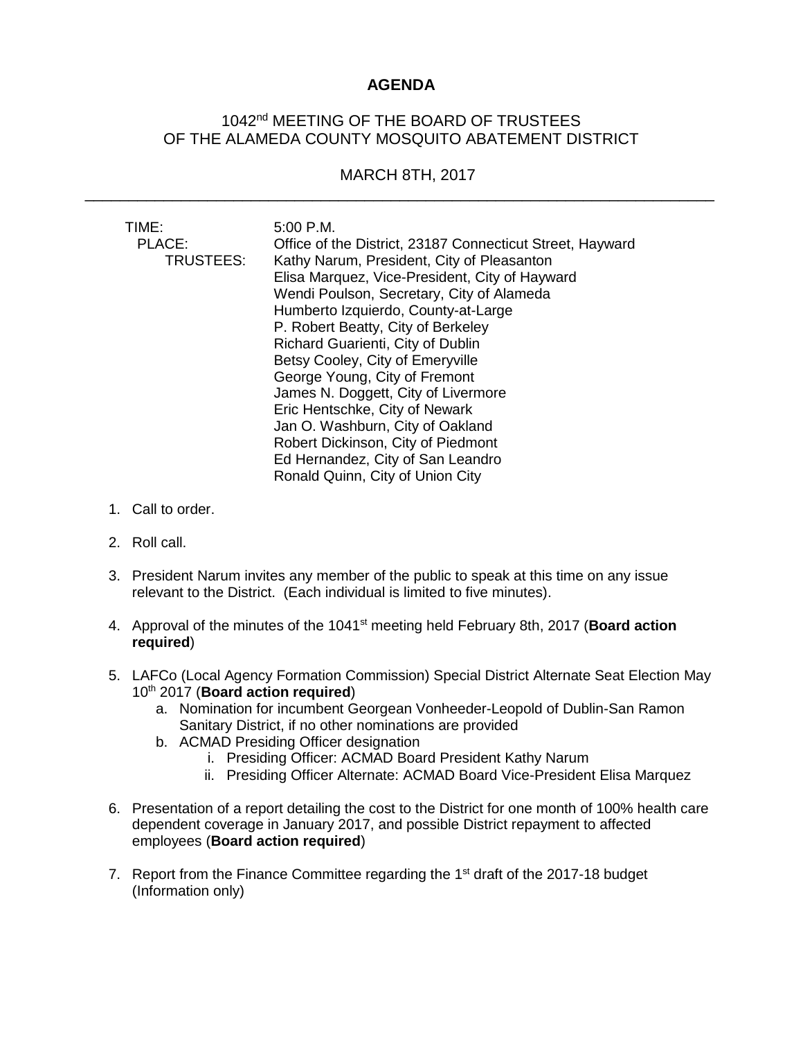# AGENDA

## 1042nd MEETING OF THE BOARD OF TRUSTEES OF THE ALAMEDA COUNTY MOSQUITO ABATEMENT DISTRICT

## MARCH 8TH, 2017

---

TIME: 5:00 P.M.
PLACE: Office of the District, 23187 Connecticut Street, Hayward
TRUSTEES: Kathy Narum, President, City of Pleasanton
Elisa Marquez, Vice-President, City of Hayward
Wendi Poulson, Secretary, City of Alameda
Humberto Izquierdo, County-at-Large
P. Robert Beatty, City of Berkeley
Richard Guarienti, City of Dublin
Betsy Cooley, City of Emeryville
George Young, City of Fremont
James N. Doggett, City of Livermore
Eric Hentschke, City of Newark
Jan O. Washburn, City of Oakland
Robert Dickinson, City of Piedmont
Ed Hernandez, City of San Leandro
Ronald Quinn, City of Union City

1. Call to order.
2. Roll call.
3. President Narum invites any member of the public to speak at this time on any issue relevant to the District. (Each individual is limited to five minutes).
4. Approval of the minutes of the 1041st meeting held February 8th, 2017 (**Board action required**)
5. LAFCo (Local Agency Formation Commission) Special District Alternate Seat Election May 10th 2017 (**Board action required**)
   a. Nomination for incumbent Georgean Vonheeder-Leopold of Dublin-San Ramon Sanitary District, if no other nominations are provided
   b. ACMAD Presiding Officer designation
      i. Presiding Officer: ACMAD Board President Kathy Narum
      ii. Presiding Officer Alternate: ACMAD Board Vice-President Elisa Marquez
6. Presentation of a report detailing the cost to the District for one month of 100% health care dependent coverage in January 2017, and possible District repayment to affected employees (**Board action required**)
7. Report from the Finance Committee regarding the 1st draft of the 2017-18 budget (Information only)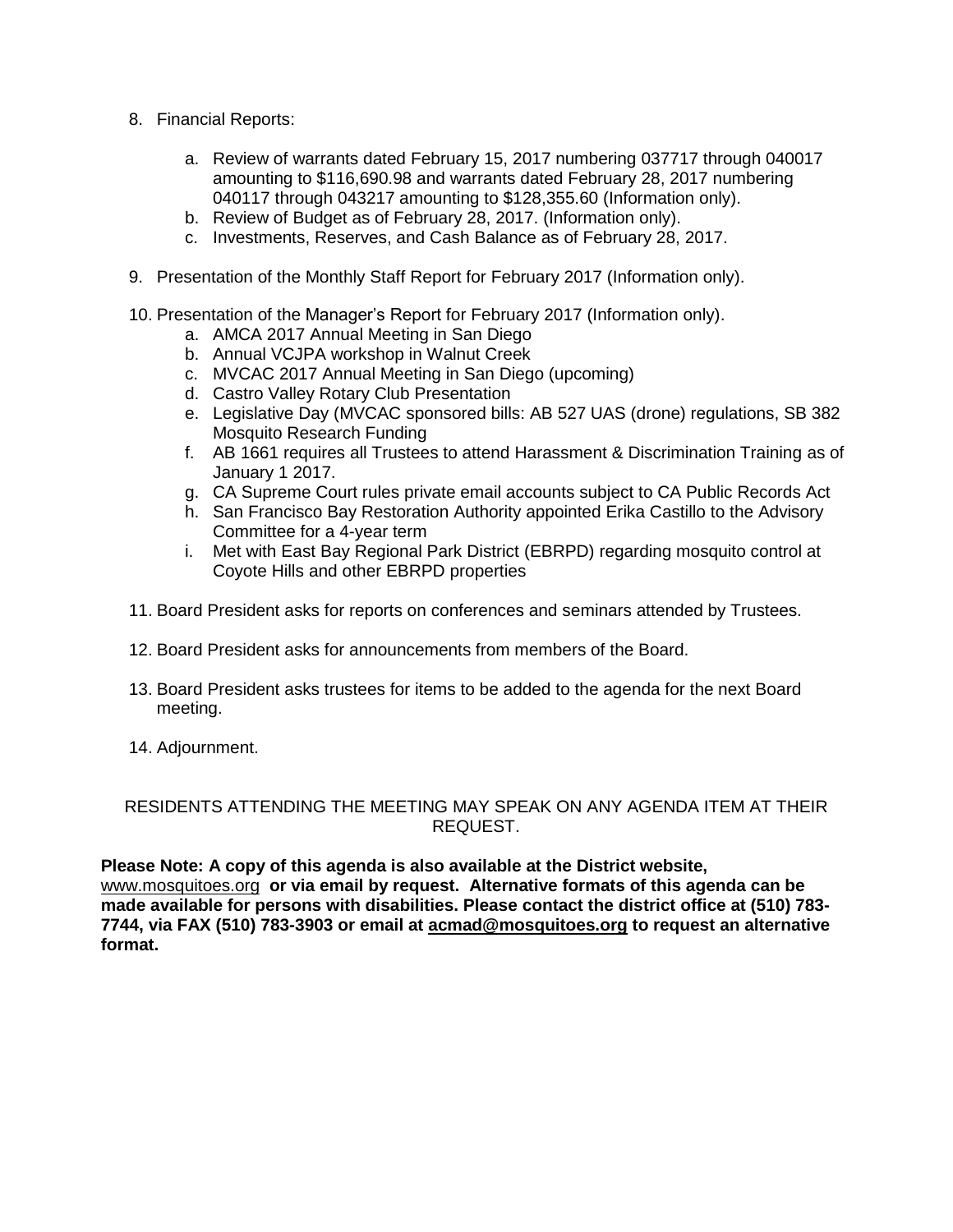8. Financial Reports:

    a. Review of warrants dated February 15, 2017 numbering 037717 through 040017 amounting to $116,690.98 and warrants dated February 28, 2017 numbering 040117 through 043217 amounting to $128,355.60 (Information only).
    b. Review of Budget as of February 28, 2017. (Information only).
    c. Investments, Reserves, and Cash Balance as of February 28, 2017.

9. Presentation of the Monthly Staff Report for February 2017 (Information only).

10. Presentation of the Manager's Report for February 2017 (Information only).
    a. AMCA 2017 Annual Meeting in San Diego
    b. Annual VCJPA workshop in Walnut Creek
    c. MVCAC 2017 Annual Meeting in San Diego (upcoming)
    d. Castro Valley Rotary Club Presentation
    e. Legislative Day (MVCAC sponsored bills: AB 527 UAS (drone) regulations, SB 382 Mosquito Research Funding
    f. AB 1661 requires all Trustees to attend Harassment & Discrimination Training as of January 1 2017.
    g. CA Supreme Court rules private email accounts subject to CA Public Records Act
    h. San Francisco Bay Restoration Authority appointed Erika Castillo to the Advisory Committee for a 4-year term
    i. Met with East Bay Regional Park District (EBRPD) regarding mosquito control at Coyote Hills and other EBRPD properties

11. Board President asks for reports on conferences and seminars attended by Trustees.

12. Board President asks for announcements from members of the Board.

13. Board President asks trustees for items to be added to the agenda for the next Board meeting.

14. Adjournment.

RESIDENTS ATTENDING THE MEETING MAY SPEAK ON ANY AGENDA ITEM AT THEIR REQUEST.

**Please Note: A copy of this agenda is also available at the District website,** www.mosquitoes.org **or via email by request. Alternative formats of this agenda can be made available for persons with disabilities. Please contact the district office at (510) 783-7744, via FAX (510) 783-3903 or email at acmad@mosquitoes.org to request an alternative format.**